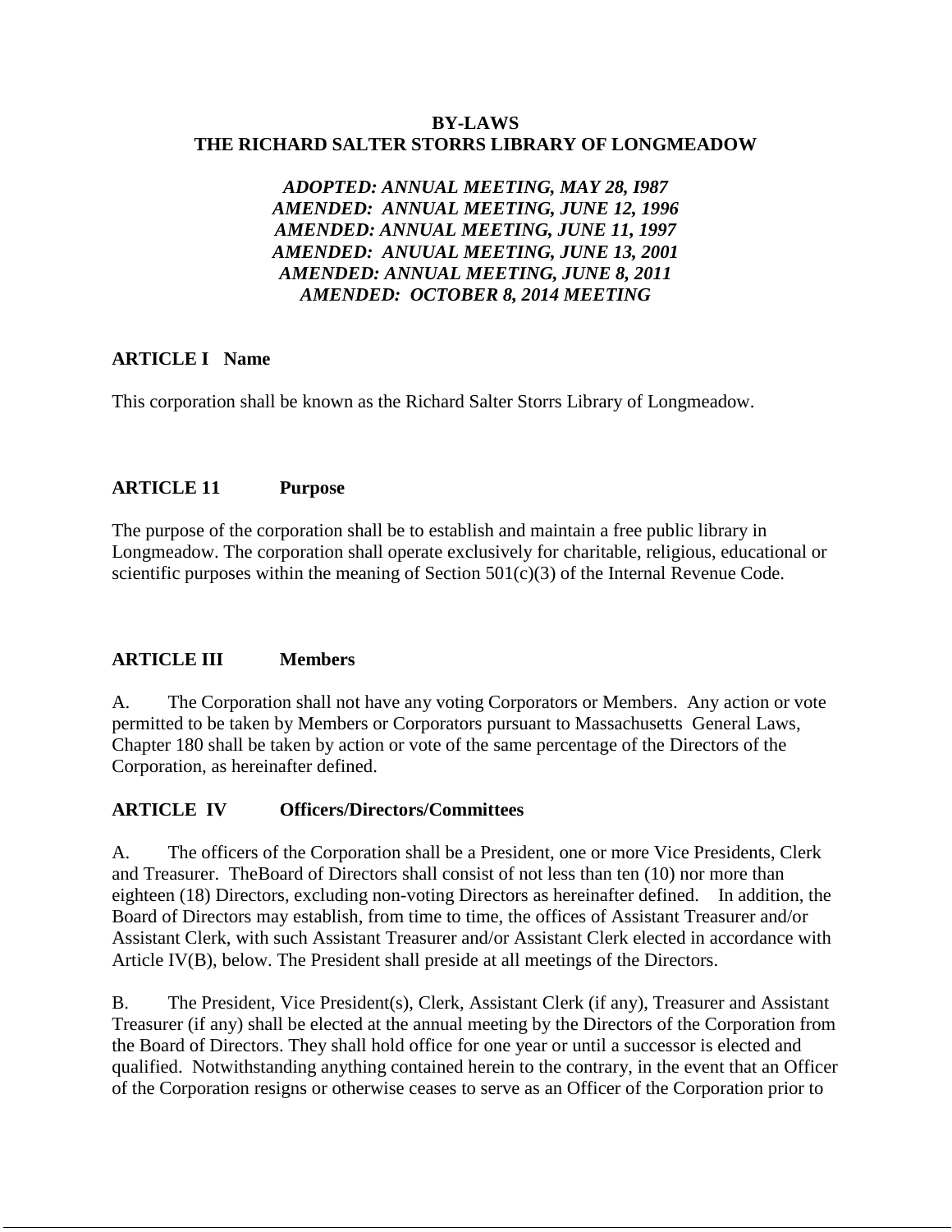**BY-LAWS**
**THE RICHARD SALTER STORRS LIBRARY OF LONGMEADOW**

***ADOPTED: ANNUAL MEETING, MAY 28, I987***
***AMENDED: ANNUAL MEETING, JUNE 12, 1996***
***AMENDED: ANNUAL MEETING, JUNE 11, 1997***
***AMENDED: ANUUAL MEETING, JUNE 13, 2001***
***AMENDED: ANNUAL MEETING, JUNE 8, 2011***
***AMENDED: OCTOBER 8, 2014 MEETING***

**ARTICLE I Name**

This corporation shall be known as the Richard Salter Storrs Library of Longmeadow.

**ARTICLE 11 Purpose**

The purpose of the corporation shall be to establish and maintain a free public library in Longmeadow. The corporation shall operate exclusively for charitable, religious, educational or scientific purposes within the meaning of Section 501(c)(3) of the Internal Revenue Code.

**ARTICLE III Members**

A. The Corporation shall not have any voting Corporators or Members. Any action or vote permitted to be taken by Members or Corporators pursuant to Massachusetts General Laws, Chapter 180 shall be taken by action or vote of the same percentage of the Directors of the Corporation, as hereinafter defined.

**ARTICLE IV Officers/Directors/Committees**

A. The officers of the Corporation shall be a President, one or more Vice Presidents, Clerk and Treasurer. TheBoard of Directors shall consist of not less than ten (10) nor more than eighteen (18) Directors, excluding non-voting Directors as hereinafter defined. In addition, the Board of Directors may establish, from time to time, the offices of Assistant Treasurer and/or Assistant Clerk, with such Assistant Treasurer and/or Assistant Clerk elected in accordance with Article IV(B), below. The President shall preside at all meetings of the Directors.

B. The President, Vice President(s), Clerk, Assistant Clerk (if any), Treasurer and Assistant Treasurer (if any) shall be elected at the annual meeting by the Directors of the Corporation from the Board of Directors. They shall hold office for one year or until a successor is elected and qualified. Notwithstanding anything contained herein to the contrary, in the event that an Officer of the Corporation resigns or otherwise ceases to serve as an Officer of the Corporation prior to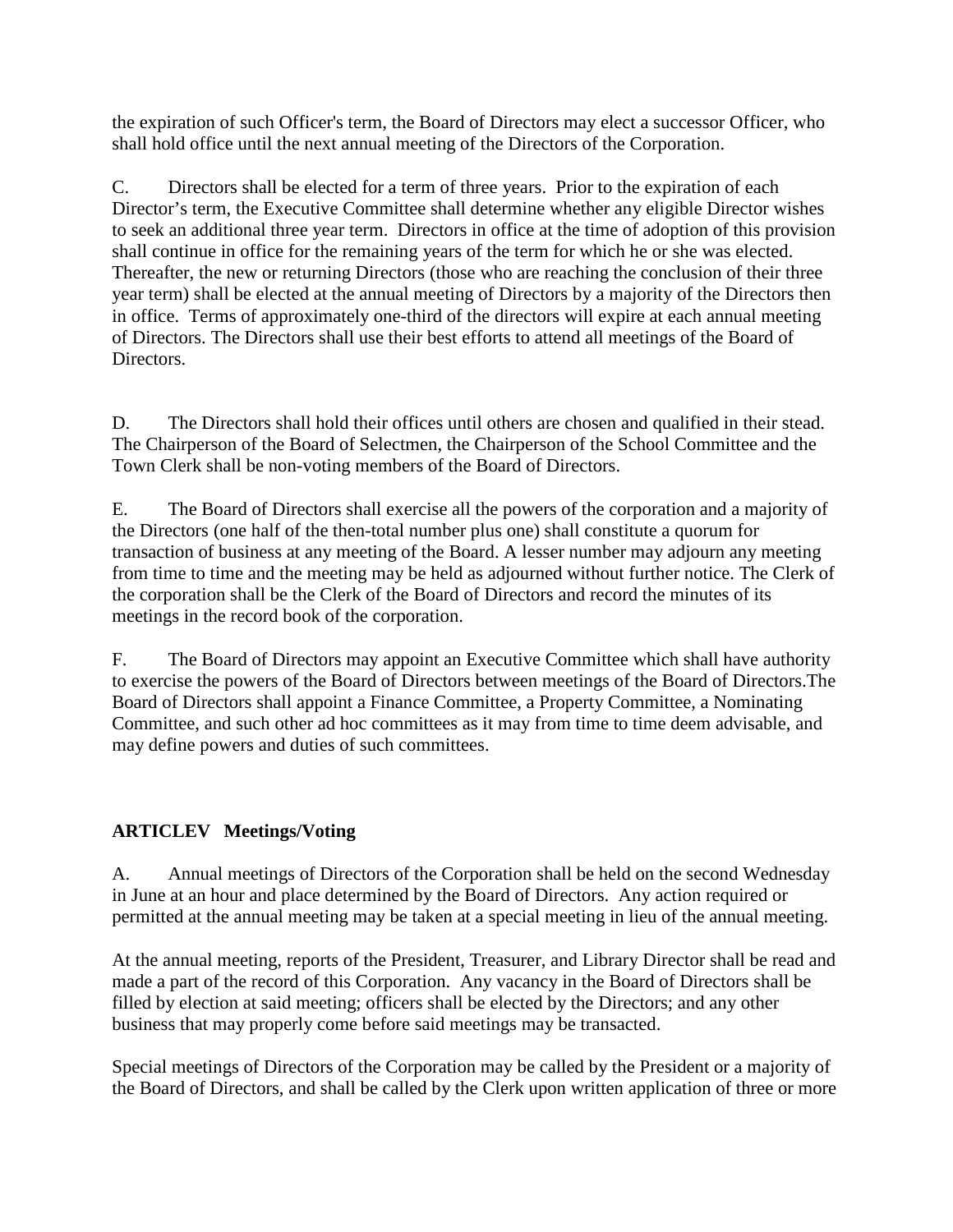the expiration of such Officer's term, the Board of Directors may elect a successor Officer, who shall hold office until the next annual meeting of the Directors of the Corporation.

C. Directors shall be elected for a term of three years. Prior to the expiration of each Director's term, the Executive Committee shall determine whether any eligible Director wishes to seek an additional three year term. Directors in office at the time of adoption of this provision shall continue in office for the remaining years of the term for which he or she was elected. Thereafter, the new or returning Directors (those who are reaching the conclusion of their three year term) shall be elected at the annual meeting of Directors by a majority of the Directors then in office. Terms of approximately one-third of the directors will expire at each annual meeting of Directors. The Directors shall use their best efforts to attend all meetings of the Board of Directors.

D. The Directors shall hold their offices until others are chosen and qualified in their stead. The Chairperson of the Board of Selectmen, the Chairperson of the School Committee and the Town Clerk shall be non-voting members of the Board of Directors.

E. The Board of Directors shall exercise all the powers of the corporation and a majority of the Directors (one half of the then-total number plus one) shall constitute a quorum for transaction of business at any meeting of the Board. A lesser number may adjourn any meeting from time to time and the meeting may be held as adjourned without further notice. The Clerk of the corporation shall be the Clerk of the Board of Directors and record the minutes of its meetings in the record book of the corporation.

F. The Board of Directors may appoint an Executive Committee which shall have authority to exercise the powers of the Board of Directors between meetings of the Board of Directors.The Board of Directors shall appoint a Finance Committee, a Property Committee, a Nominating Committee, and such other ad hoc committees as it may from time to time deem advisable, and may define powers and duties of such committees.

## ARTICLEV Meetings/Voting

A. Annual meetings of Directors of the Corporation shall be held on the second Wednesday in June at an hour and place determined by the Board of Directors. Any action required or permitted at the annual meeting may be taken at a special meeting in lieu of the annual meeting.

At the annual meeting, reports of the President, Treasurer, and Library Director shall be read and made a part of the record of this Corporation. Any vacancy in the Board of Directors shall be filled by election at said meeting; officers shall be elected by the Directors; and any other business that may properly come before said meetings may be transacted.

Special meetings of Directors of the Corporation may be called by the President or a majority of the Board of Directors, and shall be called by the Clerk upon written application of three or more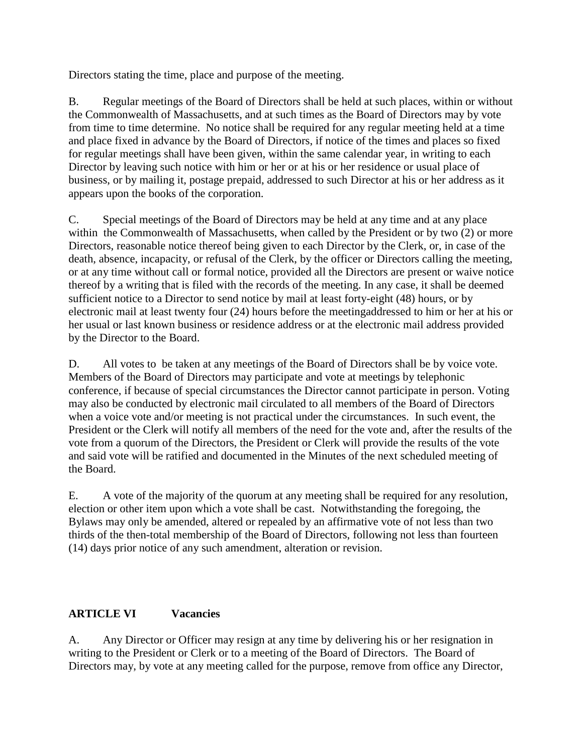Directors stating the time, place and purpose of the meeting.

B. Regular meetings of the Board of Directors shall be held at such places, within or without the Commonwealth of Massachusetts, and at such times as the Board of Directors may by vote from time to time determine. No notice shall be required for any regular meeting held at a time and place fixed in advance by the Board of Directors, if notice of the times and places so fixed for regular meetings shall have been given, within the same calendar year, in writing to each Director by leaving such notice with him or her or at his or her residence or usual place of business, or by mailing it, postage prepaid, addressed to such Director at his or her address as it appears upon the books of the corporation.

C. Special meetings of the Board of Directors may be held at any time and at any place within the Commonwealth of Massachusetts, when called by the President or by two (2) or more Directors, reasonable notice thereof being given to each Director by the Clerk, or, in case of the death, absence, incapacity, or refusal of the Clerk, by the officer or Directors calling the meeting, or at any time without call or formal notice, provided all the Directors are present or waive notice thereof by a writing that is filed with the records of the meeting. In any case, it shall be deemed sufficient notice to a Director to send notice by mail at least forty-eight (48) hours, or by electronic mail at least twenty four (24) hours before the meetingaddressed to him or her at his or her usual or last known business or residence address or at the electronic mail address provided by the Director to the Board.

D. All votes to be taken at any meetings of the Board of Directors shall be by voice vote. Members of the Board of Directors may participate and vote at meetings by telephonic conference, if because of special circumstances the Director cannot participate in person. Voting may also be conducted by electronic mail circulated to all members of the Board of Directors when a voice vote and/or meeting is not practical under the circumstances. In such event, the President or the Clerk will notify all members of the need for the vote and, after the results of the vote from a quorum of the Directors, the President or Clerk will provide the results of the vote and said vote will be ratified and documented in the Minutes of the next scheduled meeting of the Board.

E. A vote of the majority of the quorum at any meeting shall be required for any resolution, election or other item upon which a vote shall be cast. Notwithstanding the foregoing, the Bylaws may only be amended, altered or repealed by an affirmative vote of not less than two thirds of the then-total membership of the Board of Directors, following not less than fourteen (14) days prior notice of any such amendment, alteration or revision.

## ARTICLE VI Vacancies

A. Any Director or Officer may resign at any time by delivering his or her resignation in writing to the President or Clerk or to a meeting of the Board of Directors. The Board of Directors may, by vote at any meeting called for the purpose, remove from office any Director,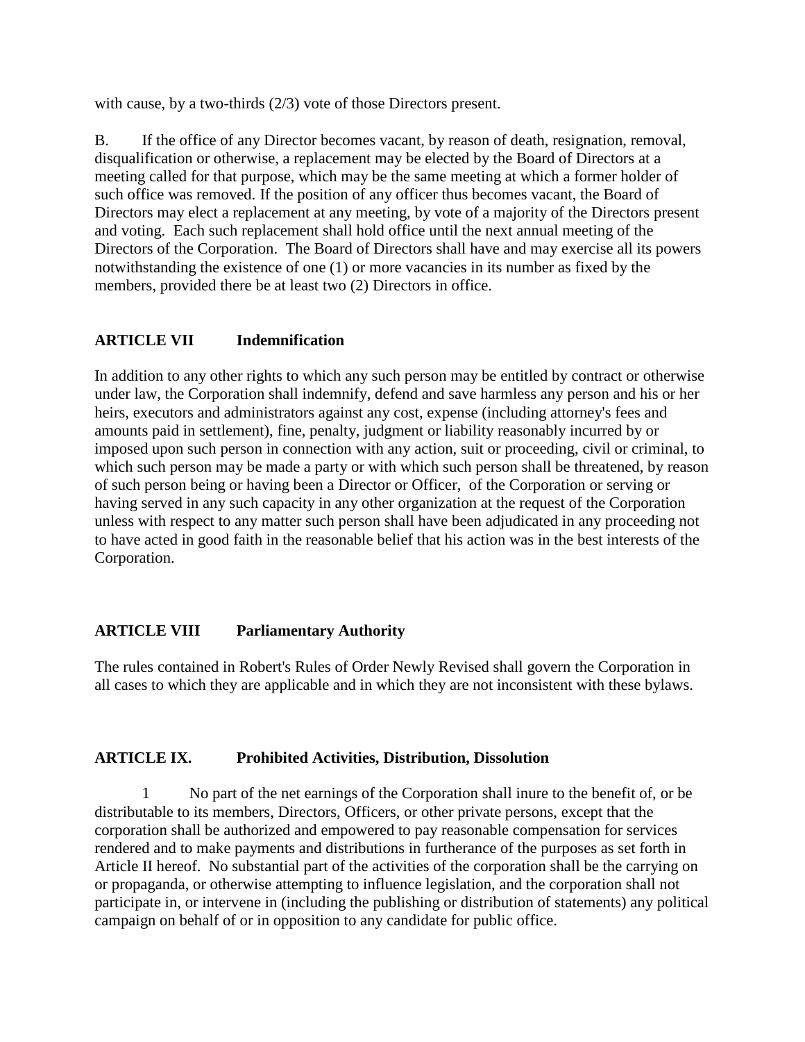with cause, by a two-thirds (2/3) vote of those Directors present.

B. If the office of any Director becomes vacant, by reason of death, resignation, removal, disqualification or otherwise, a replacement may be elected by the Board of Directors at a meeting called for that purpose, which may be the same meeting at which a former holder of such office was removed. If the position of any officer thus becomes vacant, the Board of Directors may elect a replacement at any meeting, by vote of a majority of the Directors present and voting. Each such replacement shall hold office until the next annual meeting of the Directors of the Corporation. The Board of Directors shall have and may exercise all its powers notwithstanding the existence of one (1) or more vacancies in its number as fixed by the members, provided there be at least two (2) Directors in office.

## ARTICLE VII Indemnification

In addition to any other rights to which any such person may be entitled by contract or otherwise under law, the Corporation shall indemnify, defend and save harmless any person and his or her heirs, executors and administrators against any cost, expense (including attorney's fees and amounts paid in settlement), fine, penalty, judgment or liability reasonably incurred by or imposed upon such person in connection with any action, suit or proceeding, civil or criminal, to which such person may be made a party or with which such person shall be threatened, by reason of such person being or having been a Director or Officer, of the Corporation or serving or having served in any such capacity in any other organization at the request of the Corporation unless with respect to any matter such person shall have been adjudicated in any proceeding not to have acted in good faith in the reasonable belief that his action was in the best interests of the Corporation.

## ARTICLE VIII Parliamentary Authority

The rules contained in Robert's Rules of Order Newly Revised shall govern the Corporation in all cases to which they are applicable and in which they are not inconsistent with these bylaws.

## ARTICLE IX. Prohibited Activities, Distribution, Dissolution

1 No part of the net earnings of the Corporation shall inure to the benefit of, or be distributable to its members, Directors, Officers, or other private persons, except that the corporation shall be authorized and empowered to pay reasonable compensation for services rendered and to make payments and distributions in furtherance of the purposes as set forth in Article II hereof. No substantial part of the activities of the corporation shall be the carrying on or propaganda, or otherwise attempting to influence legislation, and the corporation shall not participate in, or intervene in (including the publishing or distribution of statements) any political campaign on behalf of or in opposition to any candidate for public office.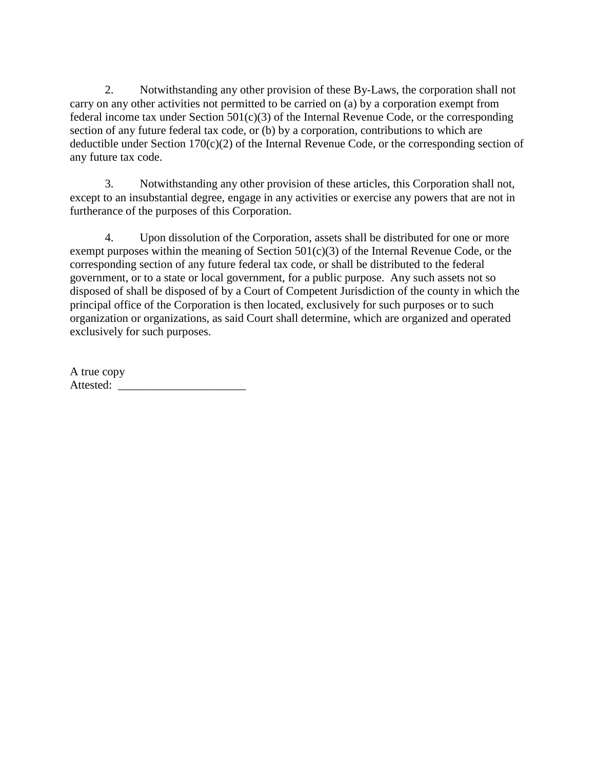2. Notwithstanding any other provision of these By-Laws, the corporation shall not carry on any other activities not permitted to be carried on (a) by a corporation exempt from federal income tax under Section 501(c)(3) of the Internal Revenue Code, or the corresponding section of any future federal tax code, or (b) by a corporation, contributions to which are deductible under Section 170(c)(2) of the Internal Revenue Code, or the corresponding section of any future tax code.

3. Notwithstanding any other provision of these articles, this Corporation shall not, except to an insubstantial degree, engage in any activities or exercise any powers that are not in furtherance of the purposes of this Corporation.

4. Upon dissolution of the Corporation, assets shall be distributed for one or more exempt purposes within the meaning of Section 501(c)(3) of the Internal Revenue Code, or the corresponding section of any future federal tax code, or shall be distributed to the federal government, or to a state or local government, for a public purpose. Any such assets not so disposed of shall be disposed of by a Court of Competent Jurisdiction of the county in which the principal office of the Corporation is then located, exclusively for such purposes or to such organization or organizations, as said Court shall determine, which are organized and operated exclusively for such purposes.

A true copy
Attested: ______________________